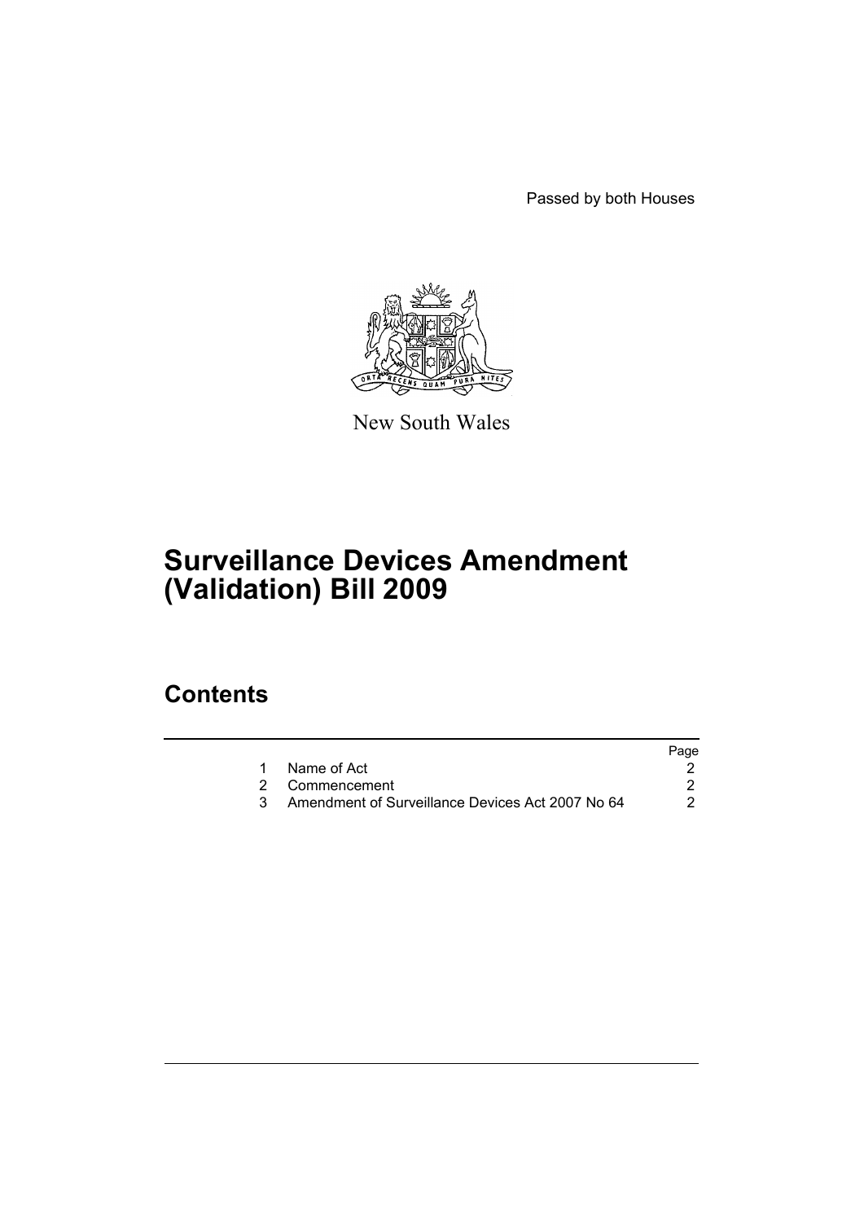Passed by both Houses

New South Wales

# Surveillance Devices Amendment (Validation) Bill 2009

## Contents

| | | Page |
|---|---|---|
| 1 | Name of Act | 2 |
| 2 | Commencement | 2 |
| 3 | Amendment of Surveillance Devices Act 2007 No 64 | 2 |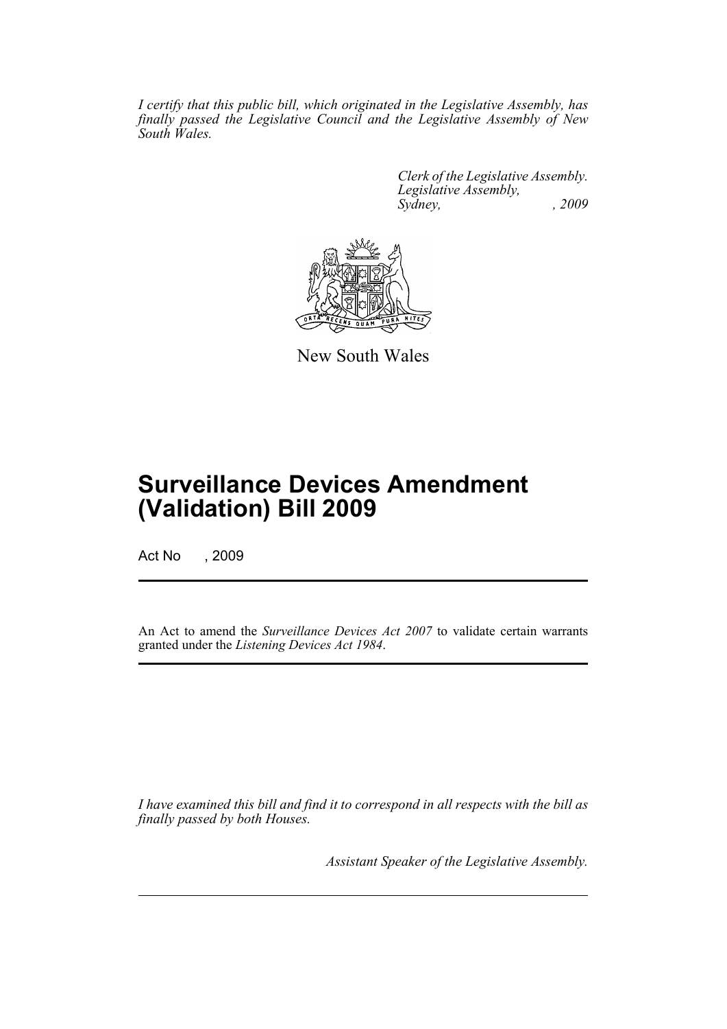*I certify that this public bill, which originated in the Legislative Assembly, has finally passed the Legislative Council and the Legislative Assembly of New South Wales.*

*Clerk of the Legislative Assembly.*
*Legislative Assembly,*
*Sydney, , 2009*

New South Wales

# Surveillance Devices Amendment (Validation) Bill 2009

Act No , 2009

An Act to amend the *Surveillance Devices Act 2007* to validate certain warrants granted under the *Listening Devices Act 1984*.

*I have examined this bill and find it to correspond in all respects with the bill as finally passed by both Houses.*

*Assistant Speaker of the Legislative Assembly.*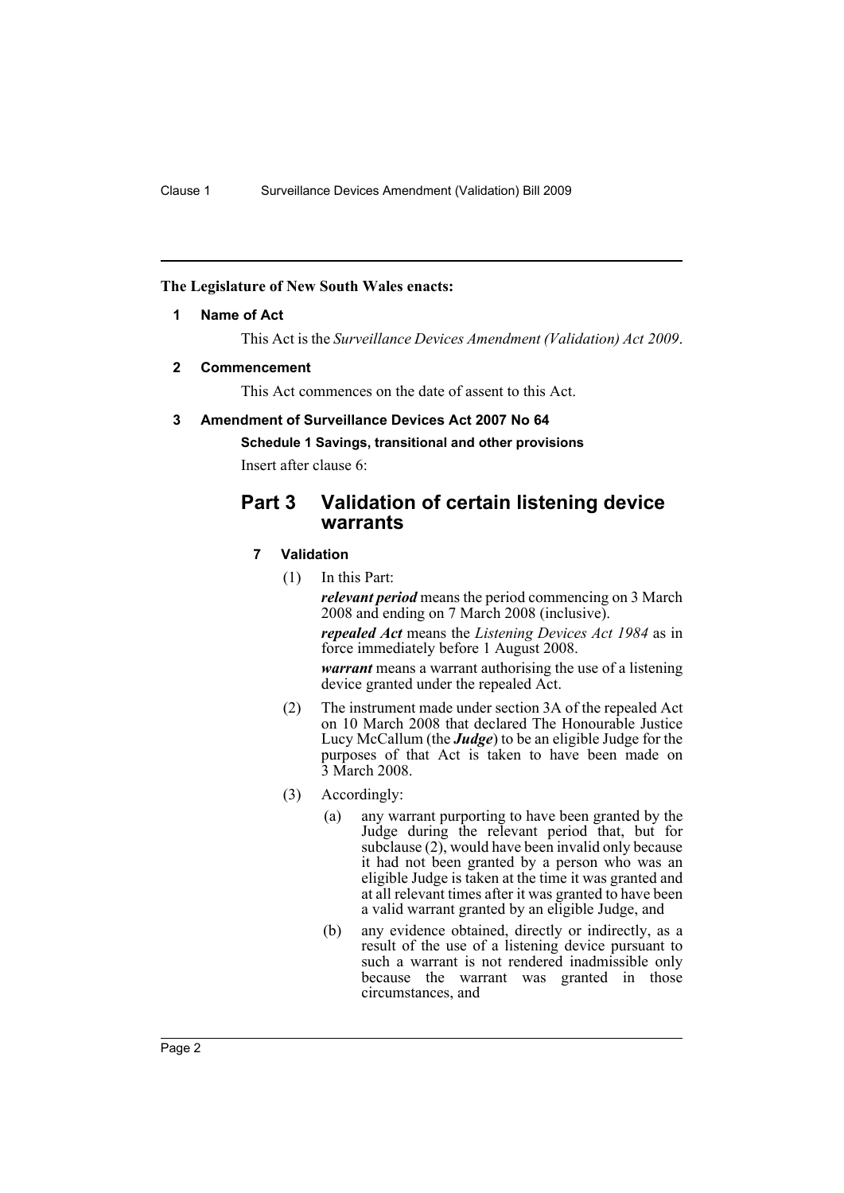**The Legislature of New South Wales enacts:**

## 1 Name of Act

This Act is the *Surveillance Devices Amendment (Validation) Act 2009*.

## 2 Commencement

This Act commences on the date of assent to this Act.

## 3 Amendment of Surveillance Devices Act 2007 No 64

**Schedule 1 Savings, transitional and other provisions**

Insert after clause 6:

# Part 3 Validation of certain listening device warrants

### 7 Validation

(1) In this Part:

***relevant period*** means the period commencing on 3 March 2008 and ending on 7 March 2008 (inclusive).

***repealed Act*** means the *Listening Devices Act 1984* as in force immediately before 1 August 2008.

***warrant*** means a warrant authorising the use of a listening device granted under the repealed Act.

(2) The instrument made under section 3A of the repealed Act on 10 March 2008 that declared The Honourable Justice Lucy McCallum (the ***Judge***) to be an eligible Judge for the purposes of that Act is taken to have been made on 3 March 2008.

(3) Accordingly:

- (a) any warrant purporting to have been granted by the Judge during the relevant period that, but for subclause (2), would have been invalid only because it had not been granted by a person who was an eligible Judge is taken at the time it was granted and at all relevant times after it was granted to have been a valid warrant granted by an eligible Judge, and
- (b) any evidence obtained, directly or indirectly, as a result of the use of a listening device pursuant to such a warrant is not rendered inadmissible only because the warrant was granted in those circumstances, and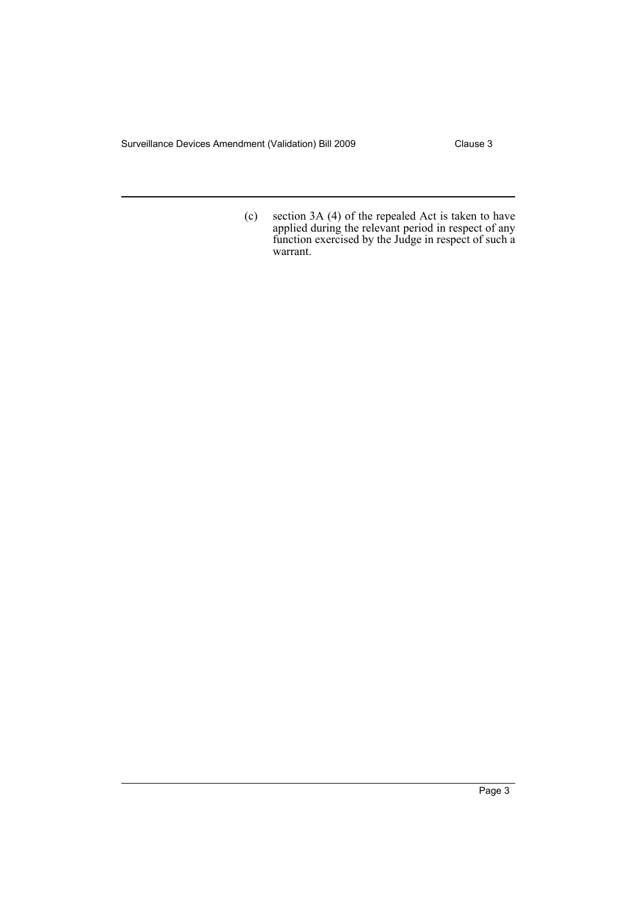(c) section 3A (4) of the repealed Act is taken to have applied during the relevant period in respect of any function exercised by the Judge in respect of such a warrant.